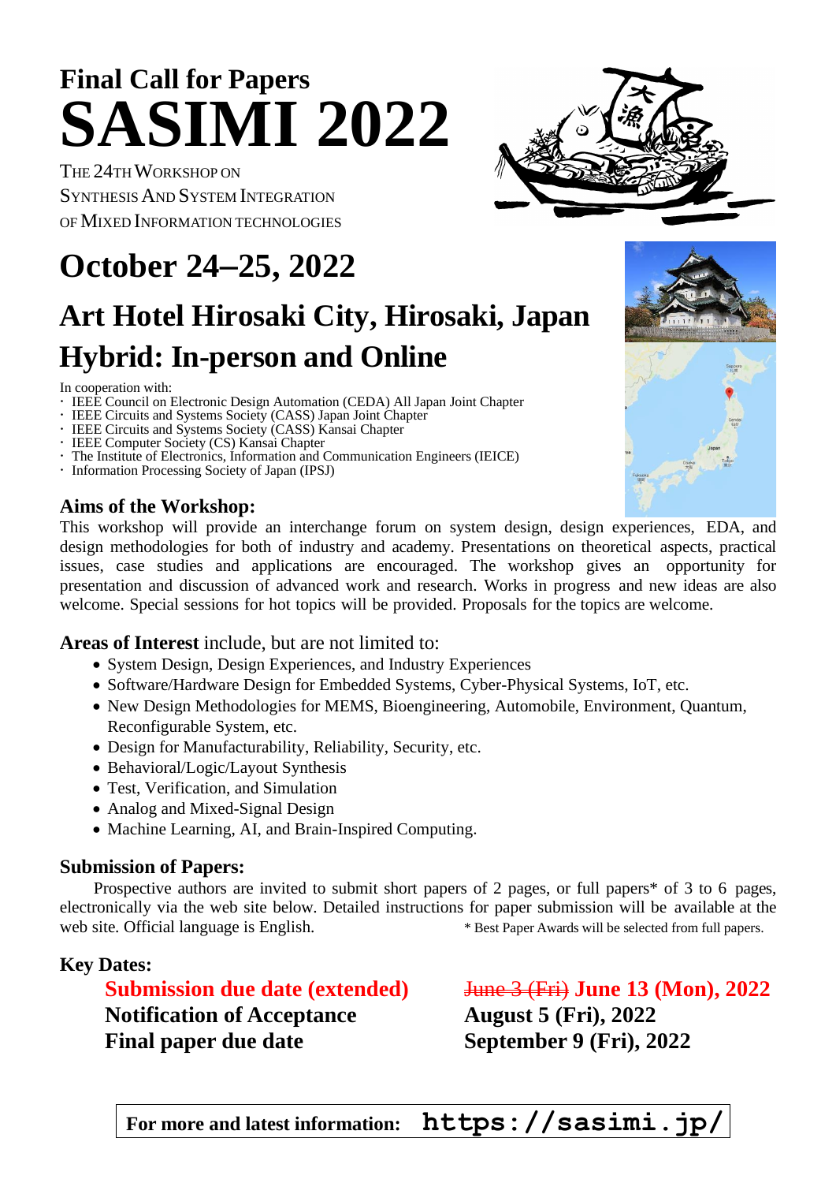Final Call for Papers

# SASIMI 2022

THE 24TH WORKSHOP ON
SYNTHESIS AND SYSTEM INTEGRATION
OF MIXED INFORMATION TECHNOLOGIES

## October 24–25, 2022

## Art Hotel Hirosaki City, Hirosaki, Japan

## Hybrid: In-person and Online

In cooperation with:

- IEEE Council on Electronic Design Automation (CEDA) All Japan Joint Chapter
- IEEE Circuits and Systems Society (CASS) Japan Joint Chapter
- IEEE Circuits and Systems Society (CASS) Kansai Chapter
- IEEE Computer Society (CS) Kansai Chapter
- The Institute of Electronics, Information and Communication Engineers (IEICE)
- Information Processing Society of Japan (IPSJ)

### Aims of the Workshop:

This workshop will provide an interchange forum on system design, design experiences, EDA, and design methodologies for both of industry and academy. Presentations on theoretical aspects, practical issues, case studies and applications are encouraged. The workshop gives an opportunity for presentation and discussion of advanced work and research. Works in progress and new ideas are also welcome. Special sessions for hot topics will be provided. Proposals for the topics are welcome.

**Areas of Interest** include, but are not limited to:

- System Design, Design Experiences, and Industry Experiences
- Software/Hardware Design for Embedded Systems, Cyber-Physical Systems, IoT, etc.
- New Design Methodologies for MEMS, Bioengineering, Automobile, Environment, Quantum, Reconfigurable System, etc.
- Design for Manufacturability, Reliability, Security, etc.
- Behavioral/Logic/Layout Synthesis
- Test, Verification, and Simulation
- Analog and Mixed-Signal Design
- Machine Learning, AI, and Brain-Inspired Computing.

### Submission of Papers:

Prospective authors are invited to submit short papers of 2 pages, or full papers* of 3 to 6 pages, electronically via the web site below. Detailed instructions for paper submission will be available at the web site. Official language is English.

\* Best Paper Awards will be selected from full papers.

### Key Dates:

| | |
|---|---|
| **Submission due date (extended)** | ~~June 3 (Fri)~~ **June 13 (Mon), 2022** |
| **Notification of Acceptance** | **August 5 (Fri), 2022** |
| **Final paper due date** | **September 9 (Fri), 2022** |

**For more and latest information:** `https://sasimi.jp/`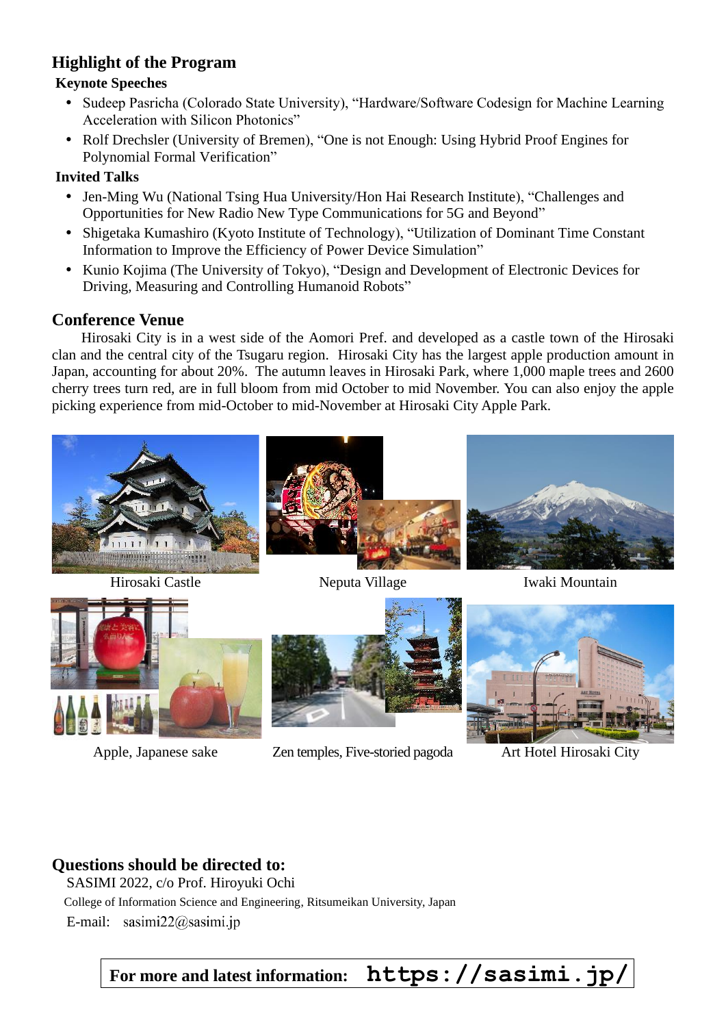## Highlight of the Program

### Keynote Speeches

- Sudeep Pasricha (Colorado State University), "Hardware/Software Codesign for Machine Learning Acceleration with Silicon Photonics"
- Rolf Drechsler (University of Bremen), "One is not Enough: Using Hybrid Proof Engines for Polynomial Formal Verification"

### Invited Talks

- Jen-Ming Wu (National Tsing Hua University/Hon Hai Research Institute), "Challenges and Opportunities for New Radio New Type Communications for 5G and Beyond"
- Shigetaka Kumashiro (Kyoto Institute of Technology), "Utilization of Dominant Time Constant Information to Improve the Efficiency of Power Device Simulation"
- Kunio Kojima (The University of Tokyo), "Design and Development of Electronic Devices for Driving, Measuring and Controlling Humanoid Robots"

## Conference Venue

Hirosaki City is in a west side of the Aomori Pref. and developed as a castle town of the Hirosaki clan and the central city of the Tsugaru region. Hirosaki City has the largest apple production amount in Japan, accounting for about 20%. The autumn leaves in Hirosaki Park, where 1,000 maple trees and 2600 cherry trees turn red, are in full bloom from mid October to mid November. You can also enjoy the apple picking experience from mid-October to mid-November at Hirosaki City Apple Park.

Hirosaki Castle

Neputa Village

Iwaki Mountain

Apple, Japanese sake

Zen temples, Five-storied pagoda

Art Hotel Hirosaki City

## Questions should be directed to:

SASIMI 2022, c/o Prof. Hiroyuki Ochi

College of Information Science and Engineering, Ritsumeikan University, Japan

E-mail: sasimi22@sasimi.jp

**For more and latest information: https://sasimi.jp/**